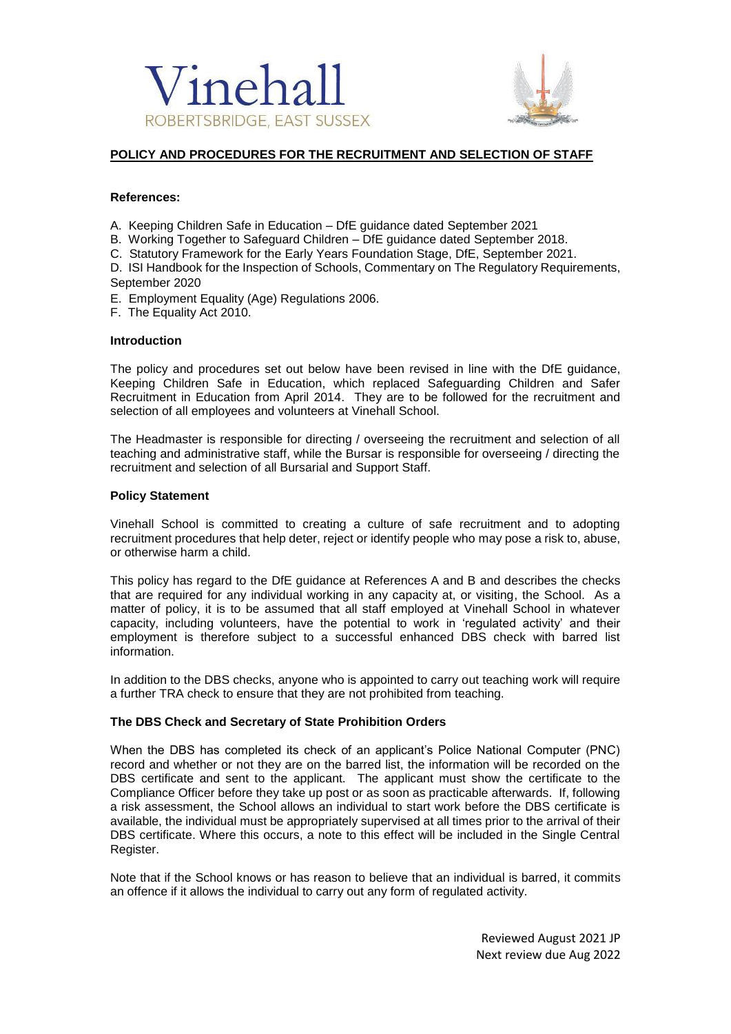Vinehall
ROBERTSBRIDGE, EAST SUSSEX

# POLICY AND PROCEDURES FOR THE RECRUITMENT AND SELECTION OF STAFF

**References:**

A. Keeping Children Safe in Education – DfE guidance dated September 2021
B. Working Together to Safeguard Children – DfE guidance dated September 2018.
C. Statutory Framework for the Early Years Foundation Stage, DfE, September 2021.
D. ISI Handbook for the Inspection of Schools, Commentary on The Regulatory Requirements, September 2020
E. Employment Equality (Age) Regulations 2006.
F. The Equality Act 2010.

## Introduction

The policy and procedures set out below have been revised in line with the DfE guidance, Keeping Children Safe in Education, which replaced Safeguarding Children and Safer Recruitment in Education from April 2014. They are to be followed for the recruitment and selection of all employees and volunteers at Vinehall School.

The Headmaster is responsible for directing / overseeing the recruitment and selection of all teaching and administrative staff, while the Bursar is responsible for overseeing / directing the recruitment and selection of all Bursarial and Support Staff.

## Policy Statement

Vinehall School is committed to creating a culture of safe recruitment and to adopting recruitment procedures that help deter, reject or identify people who may pose a risk to, abuse, or otherwise harm a child.

This policy has regard to the DfE guidance at References A and B and describes the checks that are required for any individual working in any capacity at, or visiting, the School. As a matter of policy, it is to be assumed that all staff employed at Vinehall School in whatever capacity, including volunteers, have the potential to work in 'regulated activity' and their employment is therefore subject to a successful enhanced DBS check with barred list information.

In addition to the DBS checks, anyone who is appointed to carry out teaching work will require a further TRA check to ensure that they are not prohibited from teaching.

## The DBS Check and Secretary of State Prohibition Orders

When the DBS has completed its check of an applicant's Police National Computer (PNC) record and whether or not they are on the barred list, the information will be recorded on the DBS certificate and sent to the applicant. The applicant must show the certificate to the Compliance Officer before they take up post or as soon as practicable afterwards. If, following a risk assessment, the School allows an individual to start work before the DBS certificate is available, the individual must be appropriately supervised at all times prior to the arrival of their DBS certificate. Where this occurs, a note to this effect will be included in the Single Central Register.

Note that if the School knows or has reason to believe that an individual is barred, it commits an offence if it allows the individual to carry out any form of regulated activity.

Reviewed August 2021 JP
Next review due Aug 2022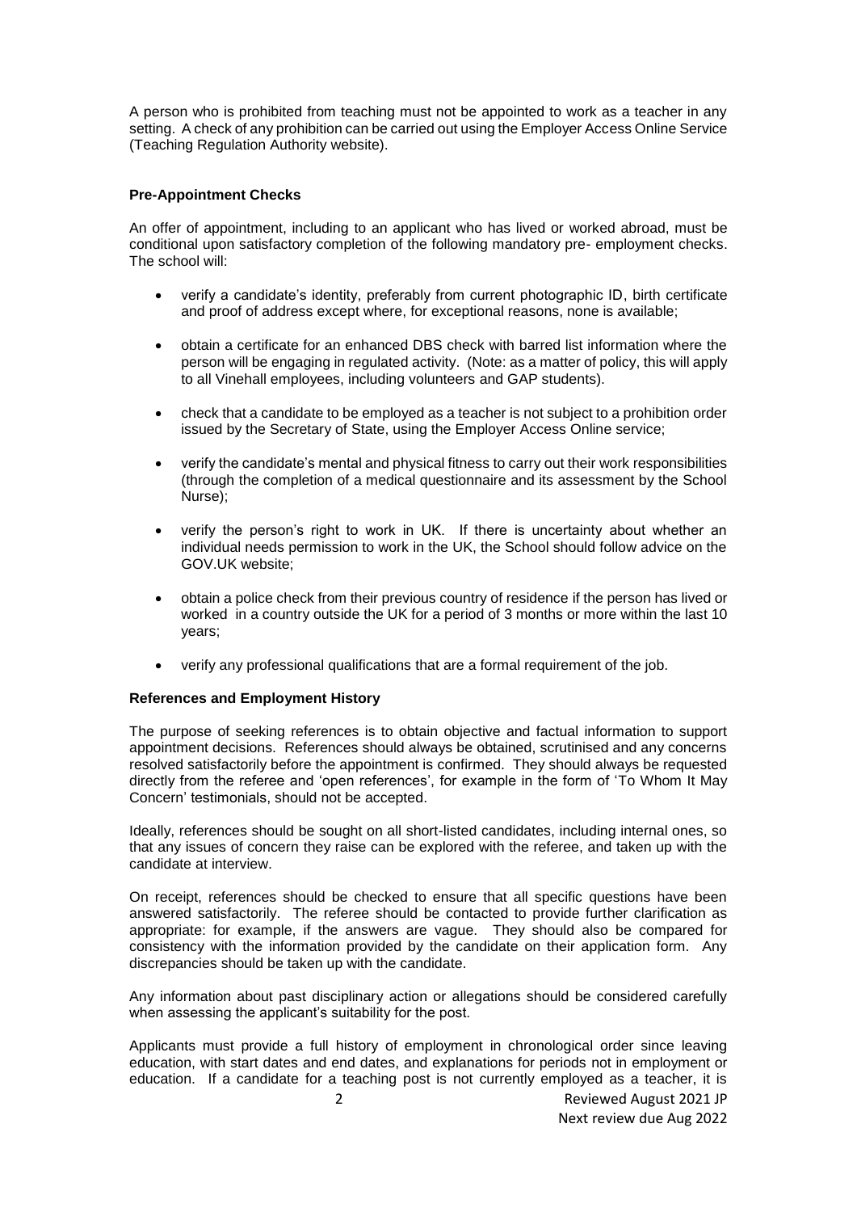A person who is prohibited from teaching must not be appointed to work as a teacher in any setting. A check of any prohibition can be carried out using the Employer Access Online Service (Teaching Regulation Authority website).

**Pre-Appointment Checks**

An offer of appointment, including to an applicant who has lived or worked abroad, must be conditional upon satisfactory completion of the following mandatory pre- employment checks. The school will:

- verify a candidate's identity, preferably from current photographic ID, birth certificate and proof of address except where, for exceptional reasons, none is available;
- obtain a certificate for an enhanced DBS check with barred list information where the person will be engaging in regulated activity. (Note: as a matter of policy, this will apply to all Vinehall employees, including volunteers and GAP students).
- check that a candidate to be employed as a teacher is not subject to a prohibition order issued by the Secretary of State, using the Employer Access Online service;
- verify the candidate's mental and physical fitness to carry out their work responsibilities (through the completion of a medical questionnaire and its assessment by the School Nurse);
- verify the person's right to work in UK. If there is uncertainty about whether an individual needs permission to work in the UK, the School should follow advice on the GOV.UK website;
- obtain a police check from their previous country of residence if the person has lived or worked in a country outside the UK for a period of 3 months or more within the last 10 years;
- verify any professional qualifications that are a formal requirement of the job.

**References and Employment History**

The purpose of seeking references is to obtain objective and factual information to support appointment decisions. References should always be obtained, scrutinised and any concerns resolved satisfactorily before the appointment is confirmed. They should always be requested directly from the referee and 'open references', for example in the form of 'To Whom It May Concern' testimonials, should not be accepted.

Ideally, references should be sought on all short-listed candidates, including internal ones, so that any issues of concern they raise can be explored with the referee, and taken up with the candidate at interview.

On receipt, references should be checked to ensure that all specific questions have been answered satisfactorily. The referee should be contacted to provide further clarification as appropriate: for example, if the answers are vague. They should also be compared for consistency with the information provided by the candidate on their application form. Any discrepancies should be taken up with the candidate.

Any information about past disciplinary action or allegations should be considered carefully when assessing the applicant's suitability for the post.

Applicants must provide a full history of employment in chronological order since leaving education, with start dates and end dates, and explanations for periods not in employment or education. If a candidate for a teaching post is not currently employed as a teacher, it is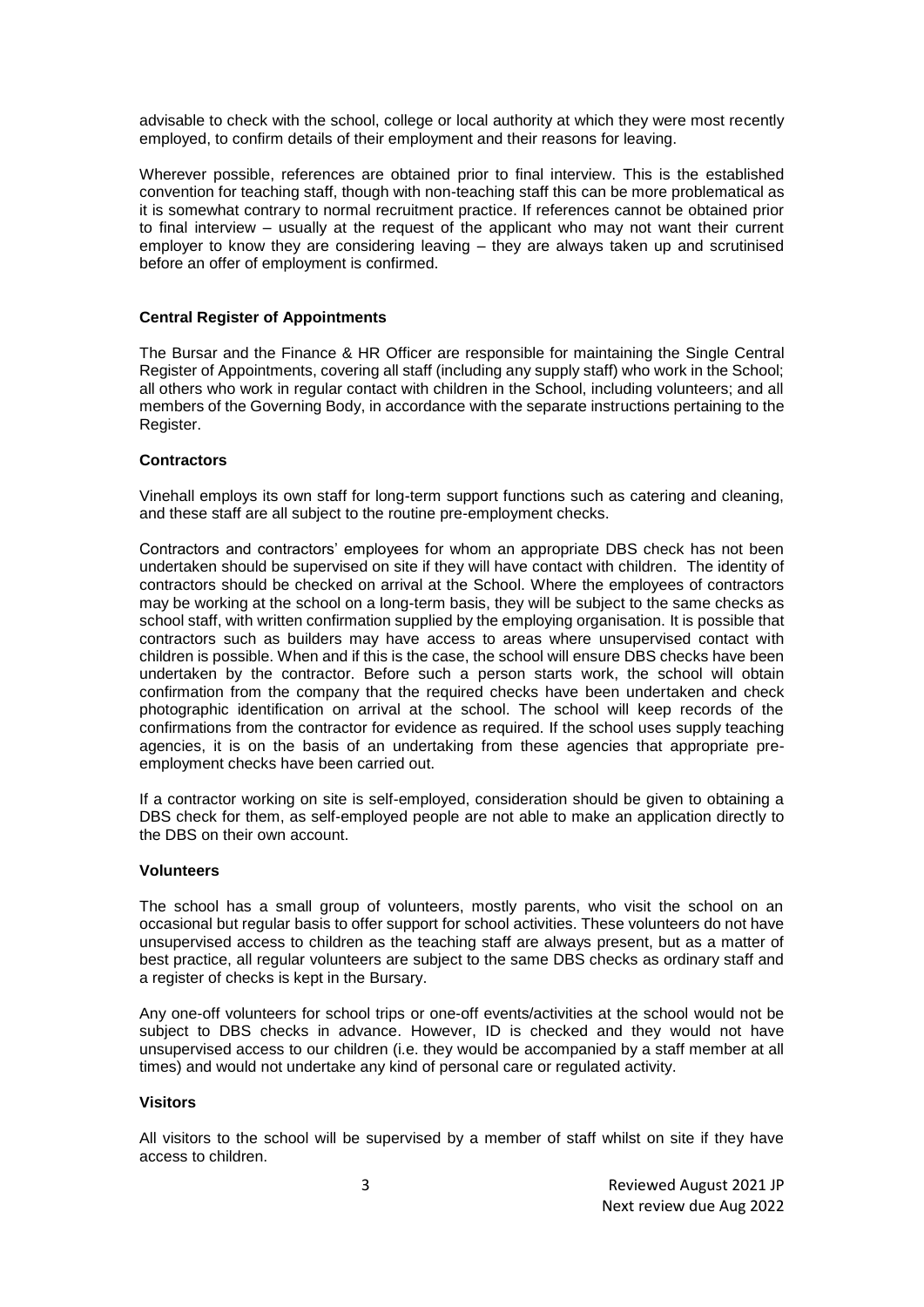advisable to check with the school, college or local authority at which they were most recently employed, to confirm details of their employment and their reasons for leaving.

Wherever possible, references are obtained prior to final interview. This is the established convention for teaching staff, though with non-teaching staff this can be more problematical as it is somewhat contrary to normal recruitment practice. If references cannot be obtained prior to final interview – usually at the request of the applicant who may not want their current employer to know they are considering leaving – they are always taken up and scrutinised before an offer of employment is confirmed.

**Central Register of Appointments**

The Bursar and the Finance & HR Officer are responsible for maintaining the Single Central Register of Appointments, covering all staff (including any supply staff) who work in the School; all others who work in regular contact with children in the School, including volunteers; and all members of the Governing Body, in accordance with the separate instructions pertaining to the Register.

**Contractors**

Vinehall employs its own staff for long-term support functions such as catering and cleaning, and these staff are all subject to the routine pre-employment checks.

Contractors and contractors' employees for whom an appropriate DBS check has not been undertaken should be supervised on site if they will have contact with children. The identity of contractors should be checked on arrival at the School. Where the employees of contractors may be working at the school on a long-term basis, they will be subject to the same checks as school staff, with written confirmation supplied by the employing organisation. It is possible that contractors such as builders may have access to areas where unsupervised contact with children is possible. When and if this is the case, the school will ensure DBS checks have been undertaken by the contractor. Before such a person starts work, the school will obtain confirmation from the company that the required checks have been undertaken and check photographic identification on arrival at the school. The school will keep records of the confirmations from the contractor for evidence as required. If the school uses supply teaching agencies, it is on the basis of an undertaking from these agencies that appropriate pre-employment checks have been carried out.

If a contractor working on site is self-employed, consideration should be given to obtaining a DBS check for them, as self-employed people are not able to make an application directly to the DBS on their own account.

**Volunteers**

The school has a small group of volunteers, mostly parents, who visit the school on an occasional but regular basis to offer support for school activities. These volunteers do not have unsupervised access to children as the teaching staff are always present, but as a matter of best practice, all regular volunteers are subject to the same DBS checks as ordinary staff and a register of checks is kept in the Bursary.

Any one-off volunteers for school trips or one-off events/activities at the school would not be subject to DBS checks in advance. However, ID is checked and they would not have unsupervised access to our children (i.e. they would be accompanied by a staff member at all times) and would not undertake any kind of personal care or regulated activity.

**Visitors**

All visitors to the school will be supervised by a member of staff whilst on site if they have access to children.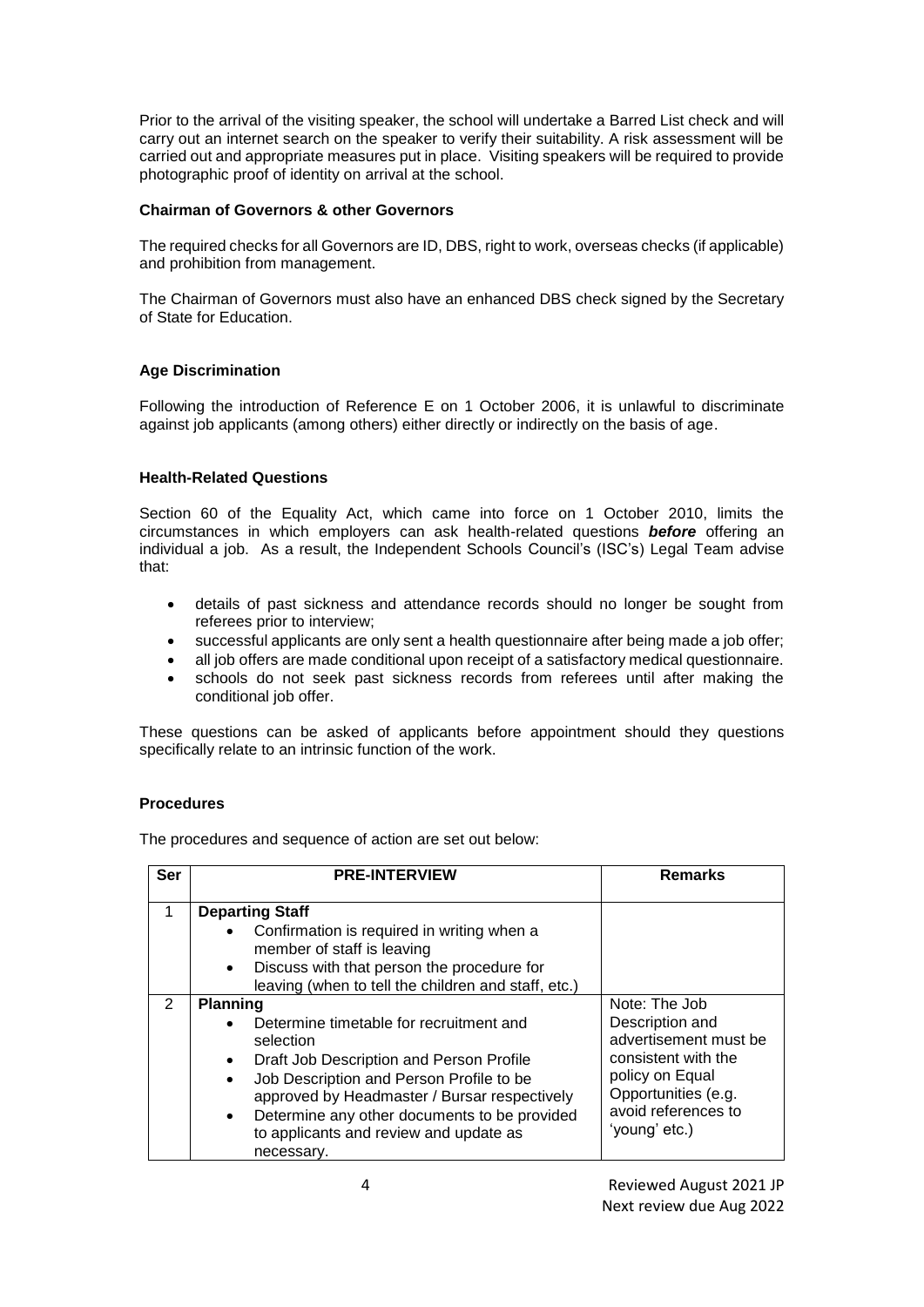Prior to the arrival of the visiting speaker, the school will undertake a Barred List check and will carry out an internet search on the speaker to verify their suitability. A risk assessment will be carried out and appropriate measures put in place. Visiting speakers will be required to provide photographic proof of identity on arrival at the school.

**Chairman of Governors & other Governors**

The required checks for all Governors are ID, DBS, right to work, overseas checks (if applicable) and prohibition from management.

The Chairman of Governors must also have an enhanced DBS check signed by the Secretary of State for Education.

**Age Discrimination**

Following the introduction of Reference E on 1 October 2006, it is unlawful to discriminate against job applicants (among others) either directly or indirectly on the basis of age.

**Health-Related Questions**

Section 60 of the Equality Act, which came into force on 1 October 2010, limits the circumstances in which employers can ask health-related questions ***before*** offering an individual a job. As a result, the Independent Schools Council's (ISC's) Legal Team advise that:

- details of past sickness and attendance records should no longer be sought from referees prior to interview;
- successful applicants are only sent a health questionnaire after being made a job offer;
- all job offers are made conditional upon receipt of a satisfactory medical questionnaire.
- schools do not seek past sickness records from referees until after making the conditional job offer.

These questions can be asked of applicants before appointment should they questions specifically relate to an intrinsic function of the work.

**Procedures**

The procedures and sequence of action are set out below:

| Ser | PRE-INTERVIEW | Remarks |
|---|---|---|
| 1 | **Departing Staff**<br>• Confirmation is required in writing when a member of staff is leaving<br>• Discuss with that person the procedure for leaving (when to tell the children and staff, etc.) | |
| 2 | **Planning**<br>• Determine timetable for recruitment and selection<br>• Draft Job Description and Person Profile<br>• Job Description and Person Profile to be approved by Headmaster / Bursar respectively<br>• Determine any other documents to be provided to applicants and review and update as necessary. | Note: The Job Description and advertisement must be consistent with the policy on Equal Opportunities (e.g. avoid references to 'young' etc.) |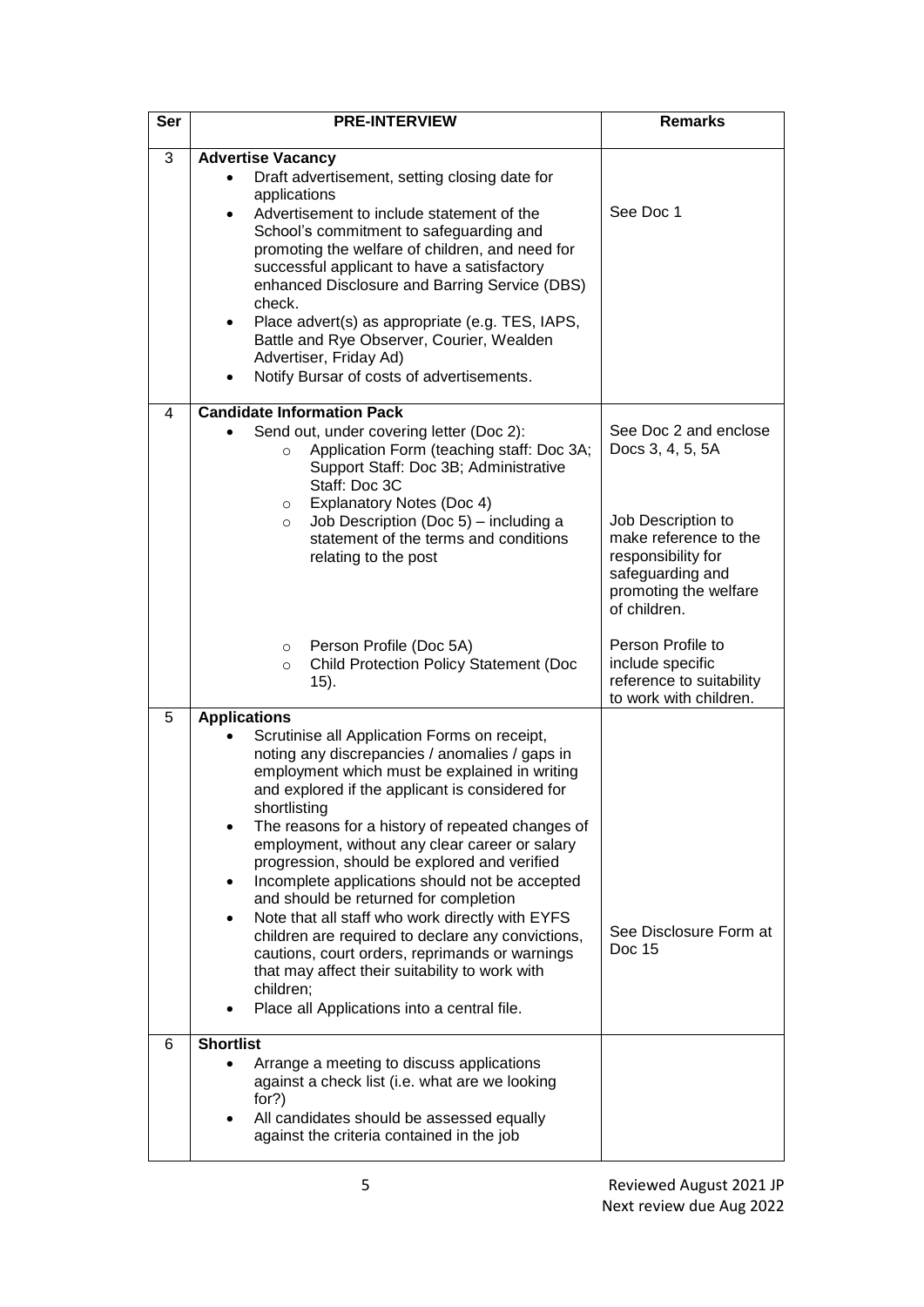| Ser | PRE-INTERVIEW | Remarks |
|---|---|---|
| 3 | **Advertise Vacancy**<br>• Draft advertisement, setting closing date for applications<br>• Advertisement to include statement of the School's commitment to safeguarding and promoting the welfare of children, and need for successful applicant to have a satisfactory enhanced Disclosure and Barring Service (DBS) check.<br>• Place advert(s) as appropriate (e.g. TES, IAPS, Battle and Rye Observer, Courier, Wealden Advertiser, Friday Ad)<br>• Notify Bursar of costs of advertisements. | See Doc 1 |
| 4 | **Candidate Information Pack**<br>• Send out, under covering letter (Doc 2):<br>  o Application Form (teaching staff: Doc 3A; Support Staff: Doc 3B; Administrative Staff: Doc 3C<br>  o Explanatory Notes (Doc 4)<br>  o Job Description (Doc 5) – including a statement of the terms and conditions relating to the post<br>  o Person Profile (Doc 5A)<br>  o Child Protection Policy Statement (Doc 15). | See Doc 2 and enclose Docs 3, 4, 5, 5A<br><br>Job Description to make reference to the responsibility for safeguarding and promoting the welfare of children.<br><br>Person Profile to include specific reference to suitability to work with children. |
| 5 | **Applications**<br>• Scrutinise all Application Forms on receipt, noting any discrepancies / anomalies / gaps in employment which must be explained in writing and explored if the applicant is considered for shortlisting<br>• The reasons for a history of repeated changes of employment, without any clear career or salary progression, should be explored and verified<br>• Incomplete applications should not be accepted and should be returned for completion<br>• Note that all staff who work directly with EYFS children are required to declare any convictions, cautions, court orders, reprimands or warnings that may affect their suitability to work with children;<br>• Place all Applications into a central file. | See Disclosure Form at Doc 15 |
| 6 | **Shortlist**<br>• Arrange a meeting to discuss applications against a check list (i.e. what are we looking for?)<br>• All candidates should be assessed equally against the criteria contained in the job | |

Reviewed August 2021 JP
Next review due Aug 2022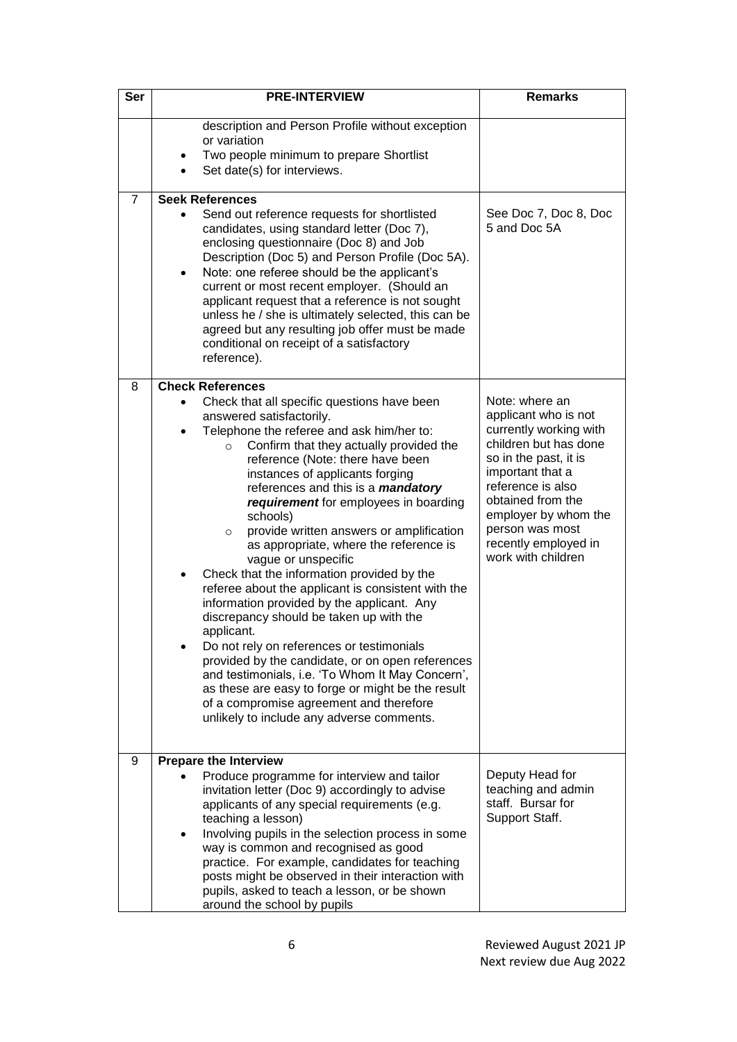| Ser | PRE-INTERVIEW | Remarks |
|---|---|---|
| | description and Person Profile without exception or variation<br>• Two people minimum to prepare Shortlist<br>• Set date(s) for interviews. | |
| 7 | **Seek References**<br>• Send out reference requests for shortlisted candidates, using standard letter (Doc 7), enclosing questionnaire (Doc 8) and Job Description (Doc 5) and Person Profile (Doc 5A).<br>• Note: one referee should be the applicant's current or most recent employer. (Should an applicant request that a reference is not sought unless he / she is ultimately selected, this can be agreed but any resulting job offer must be made conditional on receipt of a satisfactory reference). | See Doc 7, Doc 8, Doc 5 and Doc 5A |
| 8 | **Check References**<br>• Check that all specific questions have been answered satisfactorily.<br>• Telephone the referee and ask him/her to:<br>  ○ Confirm that they actually provided the reference (Note: there have been instances of applicants forging references and this is a ***mandatory requirement*** for employees in boarding schools)<br>  ○ provide written answers or amplification as appropriate, where the reference is vague or unspecific<br>• Check that the information provided by the referee about the applicant is consistent with the information provided by the applicant. Any discrepancy should be taken up with the applicant.<br>• Do not rely on references or testimonials provided by the candidate, or on open references and testimonials, i.e. 'To Whom It May Concern', as these are easy to forge or might be the result of a compromise agreement and therefore unlikely to include any adverse comments. | Note: where an applicant who is not currently working with children but has done so in the past, it is important that a reference is also obtained from the employer by whom the person was most recently employed in work with children |
| 9 | **Prepare the Interview**<br>• Produce programme for interview and tailor invitation letter (Doc 9) accordingly to advise applicants of any special requirements (e.g. teaching a lesson)<br>• Involving pupils in the selection process in some way is common and recognised as good practice. For example, candidates for teaching posts might be observed in their interaction with pupils, asked to teach a lesson, or be shown around the school by pupils | Deputy Head for teaching and admin staff. Bursar for Support Staff. |

Reviewed August 2021 JP
Next review due Aug 2022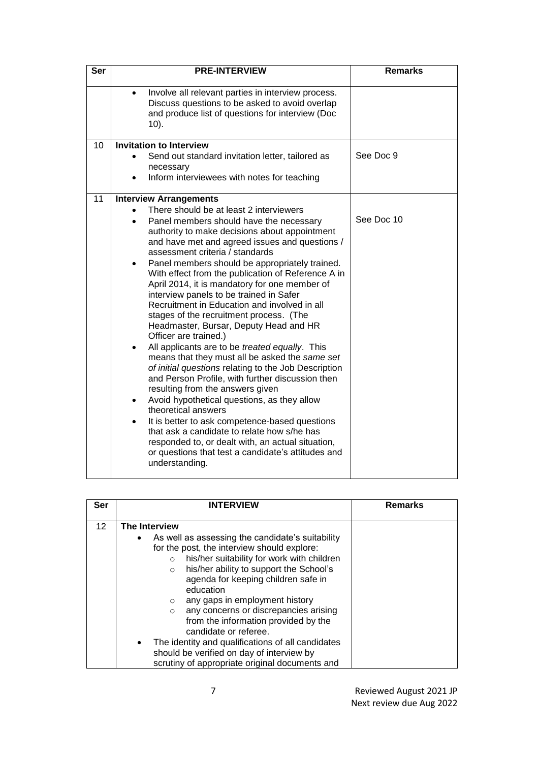| Ser | PRE-INTERVIEW | Remarks |
|---|---|---|
| | • Involve all relevant parties in interview process. Discuss questions to be asked to avoid overlap and produce list of questions for interview (Doc 10). | |
| 10 | **Invitation to Interview**<br>• Send out standard invitation letter, tailored as necessary<br>• Inform interviewees with notes for teaching | See Doc 9 |
| 11 | **Interview Arrangements**<br>• There should be at least 2 interviewers<br>• Panel members should have the necessary authority to make decisions about appointment and have met and agreed issues and questions / assessment criteria / standards<br>• Panel members should be appropriately trained. With effect from the publication of Reference A in April 2014, it is mandatory for one member of interview panels to be trained in Safer Recruitment in Education and involved in all stages of the recruitment process. (The Headmaster, Bursar, Deputy Head and HR Officer are trained.)<br>• All applicants are to be *treated equally*. This means that they must all be asked the *same set of initial questions* relating to the Job Description and Person Profile, with further discussion then resulting from the answers given<br>• Avoid hypothetical questions, as they allow theoretical answers<br>• It is better to ask competence-based questions that ask a candidate to relate how s/he has responded to, or dealt with, an actual situation, or questions that test a candidate's attitudes and understanding. | See Doc 10 |

| Ser | INTERVIEW | Remarks |
|---|---|---|
| 12 | **The Interview**<br>• As well as assessing the candidate's suitability for the post, the interview should explore:<br>&nbsp;&nbsp;&nbsp;&nbsp;○ his/her suitability for work with children<br>&nbsp;&nbsp;&nbsp;&nbsp;○ his/her ability to support the School's agenda for keeping children safe in education<br>&nbsp;&nbsp;&nbsp;&nbsp;○ any gaps in employment history<br>&nbsp;&nbsp;&nbsp;&nbsp;○ any concerns or discrepancies arising from the information provided by the candidate or referee.<br>• The identity and qualifications of all candidates should be verified on day of interview by scrutiny of appropriate original documents and | |

Reviewed August 2021 JP
Next review due Aug 2022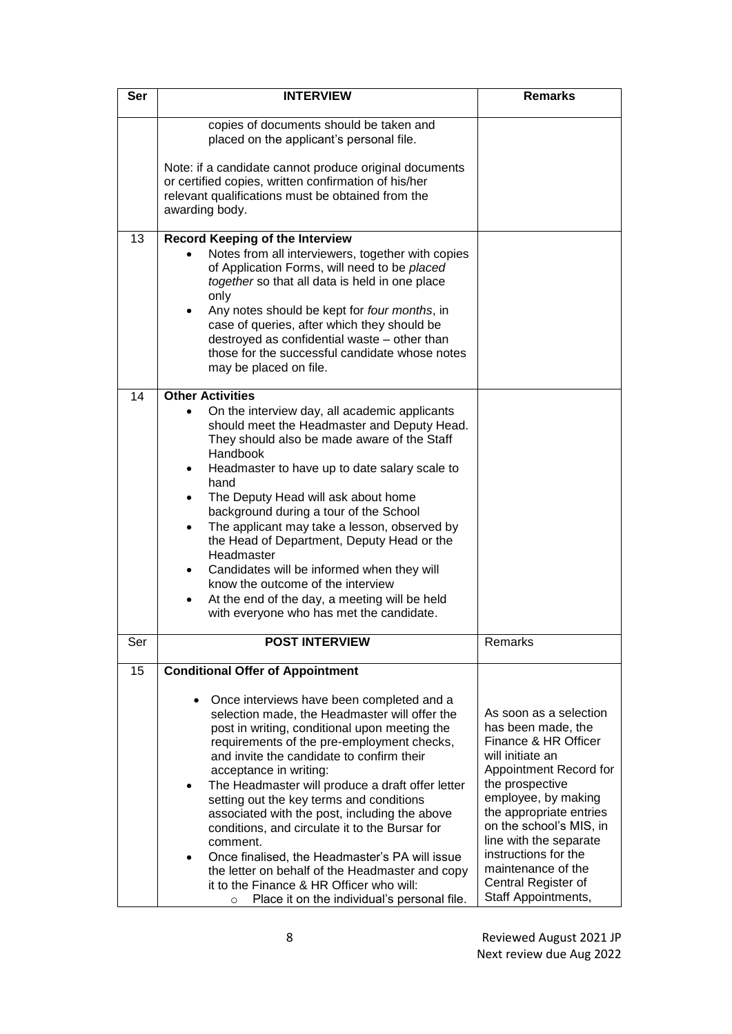| Ser | INTERVIEW | Remarks |
|---|---|---|
| | copies of documents should be taken and placed on the applicant's personal file.<br><br>Note: if a candidate cannot produce original documents or certified copies, written confirmation of his/her relevant qualifications must be obtained from the awarding body. | |
| 13 | **Record Keeping of the Interview**<br>• Notes from all interviewers, together with copies of Application Forms, will need to be *placed together* so that all data is held in one place only<br>• Any notes should be kept for *four months*, in case of queries, after which they should be destroyed as confidential waste – other than those for the successful candidate whose notes may be placed on file. | |
| 14 | **Other Activities**<br>• On the interview day, all academic applicants should meet the Headmaster and Deputy Head. They should also be made aware of the Staff Handbook<br>• Headmaster to have up to date salary scale to hand<br>• The Deputy Head will ask about home background during a tour of the School<br>• The applicant may take a lesson, observed by the Head of Department, Deputy Head or the Headmaster<br>• Candidates will be informed when they will know the outcome of the interview<br>• At the end of the day, a meeting will be held with everyone who has met the candidate. | |
| Ser | **POST INTERVIEW** | Remarks |
| 15 | **Conditional Offer of Appointment**<br><br>• Once interviews have been completed and a selection made, the Headmaster will offer the post in writing, conditional upon meeting the requirements of the pre-employment checks, and invite the candidate to confirm their acceptance in writing:<br>• The Headmaster will produce a draft offer letter setting out the key terms and conditions associated with the post, including the above conditions, and circulate it to the Bursar for comment.<br>• Once finalised, the Headmaster's PA will issue the letter on behalf of the Headmaster and copy it to the Finance & HR Officer who will:<br>  ○ Place it on the individual's personal file. | As soon as a selection has been made, the Finance & HR Officer will initiate an Appointment Record for the prospective employee, by making the appropriate entries on the school's MIS, in line with the separate instructions for the maintenance of the Central Register of Staff Appointments, |

Reviewed August 2021 JP
Next review due Aug 2022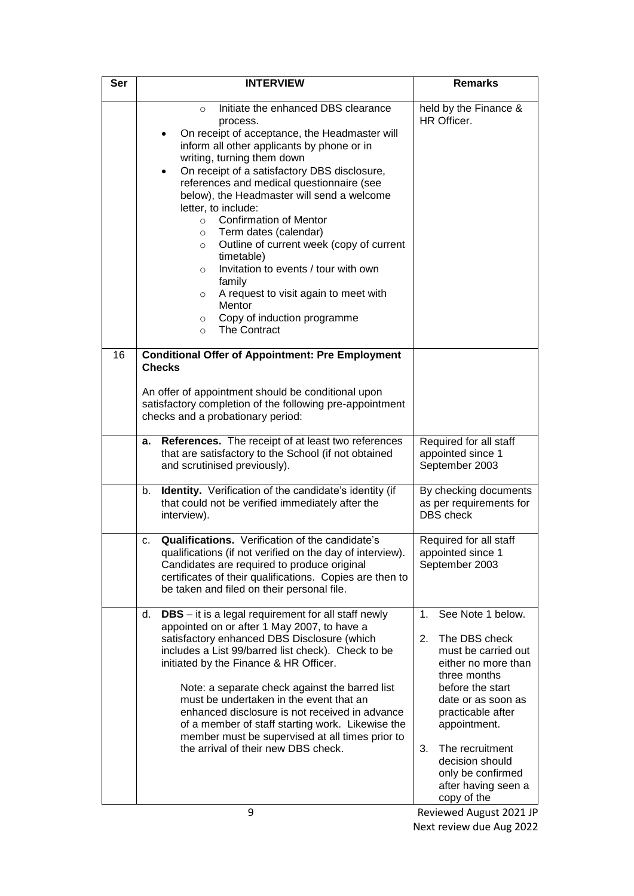| Ser | INTERVIEW | Remarks |
| --- | --- | --- |
| | <ul><li>Initiate the enhanced DBS clearance process.</li></ul>• On receipt of acceptance, the Headmaster will inform all other applicants by phone or in writing, turning them down<br>• On receipt of a satisfactory DBS disclosure, references and medical questionnaire (see below), the Headmaster will send a welcome letter, to include:<ul><li>Confirmation of Mentor</li><li>Term dates (calendar)</li><li>Outline of current week (copy of current timetable)</li><li>Invitation to events / tour with own family</li><li>A request to visit again to meet with Mentor</li><li>Copy of induction programme</li><li>The Contract</li></ul> | held by the Finance & HR Officer. |
| 16 | **Conditional Offer of Appointment: Pre Employment Checks**<br><br>An offer of appointment should be conditional upon satisfactory completion of the following pre-appointment checks and a probationary period: | |
| | **a. References.** The receipt of at least two references that are satisfactory to the School (if not obtained and scrutinised previously). | Required for all staff appointed since 1 September 2003 |
| | b. **Identity.** Verification of the candidate's identity (if that could not be verified immediately after the interview). | By checking documents as per requirements for DBS check |
| | c. **Qualifications.** Verification of the candidate's qualifications (if not verified on the day of interview). Candidates are required to produce original certificates of their qualifications. Copies are then to be taken and filed on their personal file. | Required for all staff appointed since 1 September 2003 |
| | d. **DBS** – it is a legal requirement for all staff newly appointed on or after 1 May 2007, to have a satisfactory enhanced DBS Disclosure (which includes a List 99/barred list check). Check to be initiated by the Finance & HR Officer.<br><br>Note: a separate check against the barred list must be undertaken in the event that an enhanced disclosure is not received in advance of a member of staff starting work. Likewise the member must be supervised at all times prior to the arrival of their new DBS check. | 1. See Note 1 below.<br><br>2. The DBS check must be carried out either no more than three months before the start date or as soon as practicable after appointment.<br><br>3. The recruitment decision should only be confirmed after having seen a copy of the |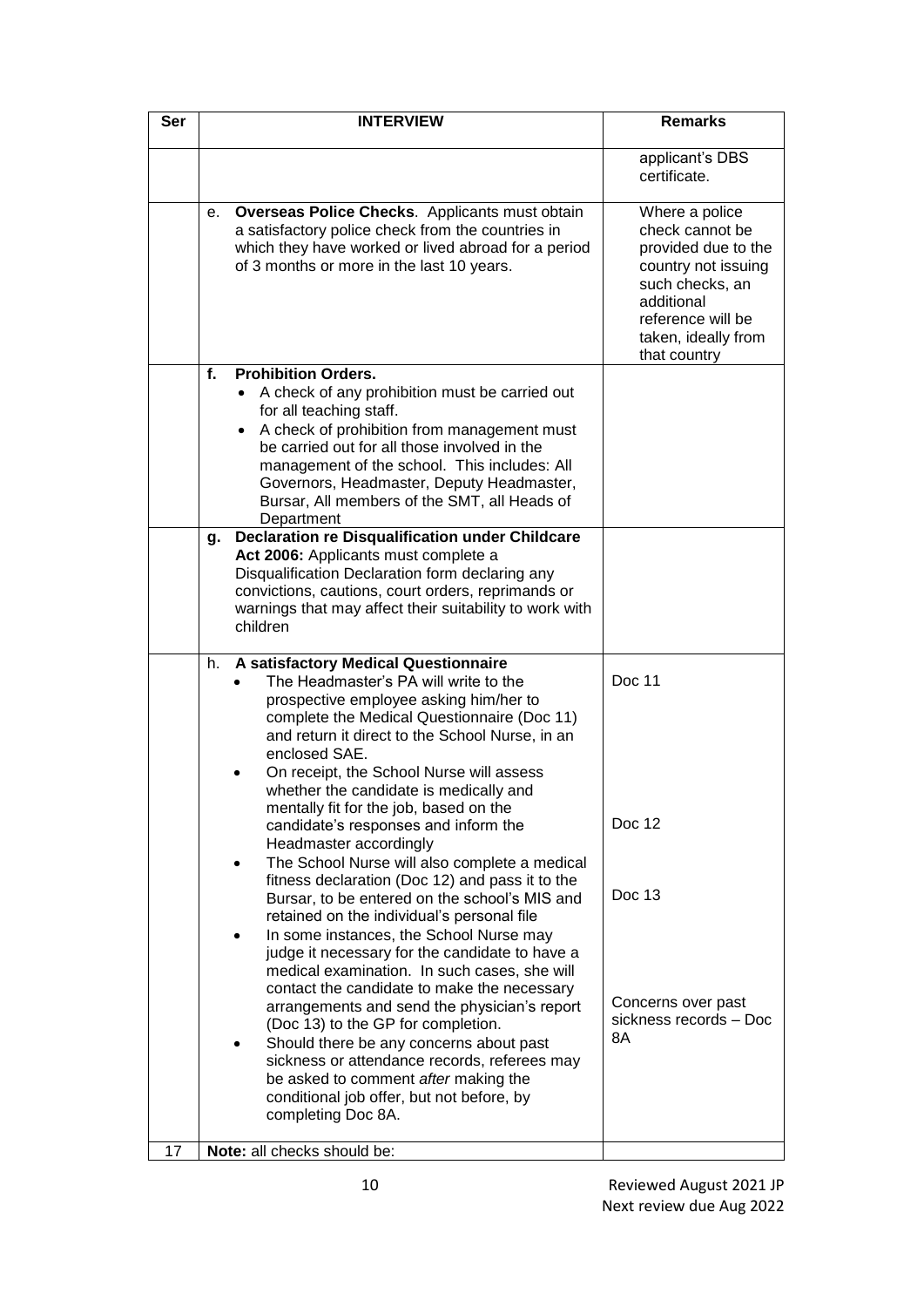| Ser | INTERVIEW | Remarks |
|---|---|---|
| | | applicant's DBS certificate. |
| | e. **Overseas Police Checks**. Applicants must obtain a satisfactory police check from the countries in which they have worked or lived abroad for a period of 3 months or more in the last 10 years. | Where a police check cannot be provided due to the country not issuing such checks, an additional reference will be taken, ideally from that country |
| | **f. Prohibition Orders.**<br>• A check of any prohibition must be carried out for all teaching staff.<br>• A check of prohibition from management must be carried out for all those involved in the management of the school. This includes: All Governors, Headmaster, Deputy Headmaster, Bursar, All members of the SMT, all Heads of Department | |
| | **g. Declaration re Disqualification under Childcare Act 2006:** Applicants must complete a Disqualification Declaration form declaring any convictions, cautions, court orders, reprimands or warnings that may affect their suitability to work with children | |
| | h. **A satisfactory Medical Questionnaire**<br>• The Headmaster's PA will write to the prospective employee asking him/her to complete the Medical Questionnaire (Doc 11) and return it direct to the School Nurse, in an enclosed SAE.<br>• On receipt, the School Nurse will assess whether the candidate is medically and mentally fit for the job, based on the candidate's responses and inform the Headmaster accordingly<br>• The School Nurse will also complete a medical fitness declaration (Doc 12) and pass it to the Bursar, to be entered on the school's MIS and retained on the individual's personal file<br>• In some instances, the School Nurse may judge it necessary for the candidate to have a medical examination. In such cases, she will contact the candidate to make the necessary arrangements and send the physician's report (Doc 13) to the GP for completion.<br>• Should there be any concerns about past sickness or attendance records, referees may be asked to comment *after* making the conditional job offer, but not before, by completing Doc 8A. | Doc 11<br><br>Doc 12<br><br>Doc 13<br><br>Concerns over past sickness records – Doc 8A |
| 17 | **Note:** all checks should be: | |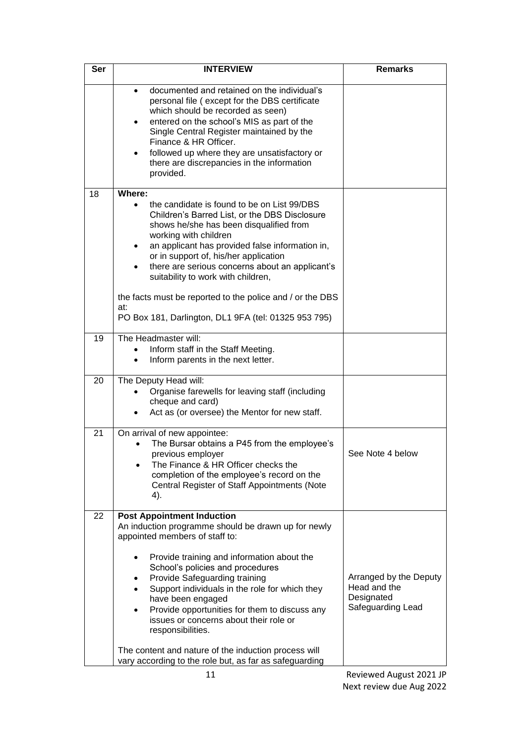| Ser | INTERVIEW | Remarks |
|---|---|---|
| | • documented and retained on the individual's personal file ( except for the DBS certificate which should be recorded as seen)<br>• entered on the school's MIS as part of the Single Central Register maintained by the Finance & HR Officer.<br>• followed up where they are unsatisfactory or there are discrepancies in the information provided. | |
| 18 | **Where:**<br>• the candidate is found to be on List 99/DBS Children's Barred List, or the DBS Disclosure shows he/she has been disqualified from working with children<br>• an applicant has provided false information in, or in support of, his/her application<br>• there are serious concerns about an applicant's suitability to work with children,<br><br>the facts must be reported to the police and / or the DBS at:<br>PO Box 181, Darlington, DL1 9FA (tel: 01325 953 795) | |
| 19 | The Headmaster will:<br>• Inform staff in the Staff Meeting.<br>• Inform parents in the next letter. | |
| 20 | The Deputy Head will:<br>• Organise farewells for leaving staff (including cheque and card)<br>• Act as (or oversee) the Mentor for new staff. | |
| 21 | On arrival of new appointee:<br>• The Bursar obtains a P45 from the employee's previous employer<br>• The Finance & HR Officer checks the completion of the employee's record on the Central Register of Staff Appointments (Note 4). | See Note 4 below |
| 22 | **Post Appointment Induction**<br>An induction programme should be drawn up for newly appointed members of staff to:<br><br>• Provide training and information about the School's policies and procedures<br>• Provide Safeguarding training<br>• Support individuals in the role for which they have been engaged<br>• Provide opportunities for them to discuss any issues or concerns about their role or responsibilities.<br><br>The content and nature of the induction process will vary according to the role but, as far as safeguarding | Arranged by the Deputy Head and the Designated Safeguarding Lead |

Reviewed August 2021 JP
Next review due Aug 2022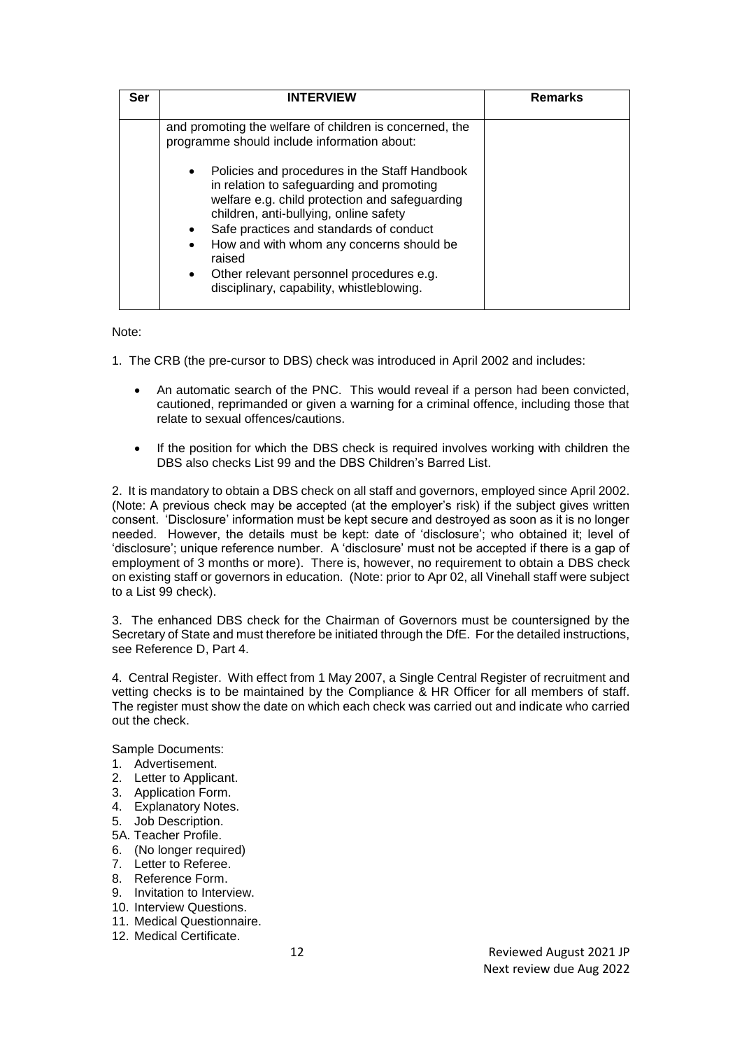| Ser | INTERVIEW | Remarks |
|---|---|---|
| | and promoting the welfare of children is concerned, the programme should include information about:<br><br>• Policies and procedures in the Staff Handbook in relation to safeguarding and promoting welfare e.g. child protection and safeguarding children, anti-bullying, online safety<br>• Safe practices and standards of conduct<br>• How and with whom any concerns should be raised<br>• Other relevant personnel procedures e.g. disciplinary, capability, whistleblowing. | |

Note:

1. The CRB (the pre-cursor to DBS) check was introduced in April 2002 and includes:

   - An automatic search of the PNC. This would reveal if a person had been convicted, cautioned, reprimanded or given a warning for a criminal offence, including those that relate to sexual offences/cautions.

   - If the position for which the DBS check is required involves working with children the DBS also checks List 99 and the DBS Children's Barred List.

2. It is mandatory to obtain a DBS check on all staff and governors, employed since April 2002. (Note: A previous check may be accepted (at the employer's risk) if the subject gives written consent. 'Disclosure' information must be kept secure and destroyed as soon as it is no longer needed. However, the details must be kept: date of 'disclosure'; who obtained it; level of 'disclosure'; unique reference number. A 'disclosure' must not be accepted if there is a gap of employment of 3 months or more). There is, however, no requirement to obtain a DBS check on existing staff or governors in education. (Note: prior to Apr 02, all Vinehall staff were subject to a List 99 check).

3. The enhanced DBS check for the Chairman of Governors must be countersigned by the Secretary of State and must therefore be initiated through the DfE. For the detailed instructions, see Reference D, Part 4.

4. Central Register. With effect from 1 May 2007, a Single Central Register of recruitment and vetting checks is to be maintained by the Compliance & HR Officer for all members of staff. The register must show the date on which each check was carried out and indicate who carried out the check.

Sample Documents:

1. Advertisement.
2. Letter to Applicant.
3. Application Form.
4. Explanatory Notes.
5. Job Description.

5A. Teacher Profile.

6. (No longer required)
7. Letter to Referee.
8. Reference Form.
9. Invitation to Interview.
10. Interview Questions.
11. Medical Questionnaire.
12. Medical Certificate.

Reviewed August 2021 JP
Next review due Aug 2022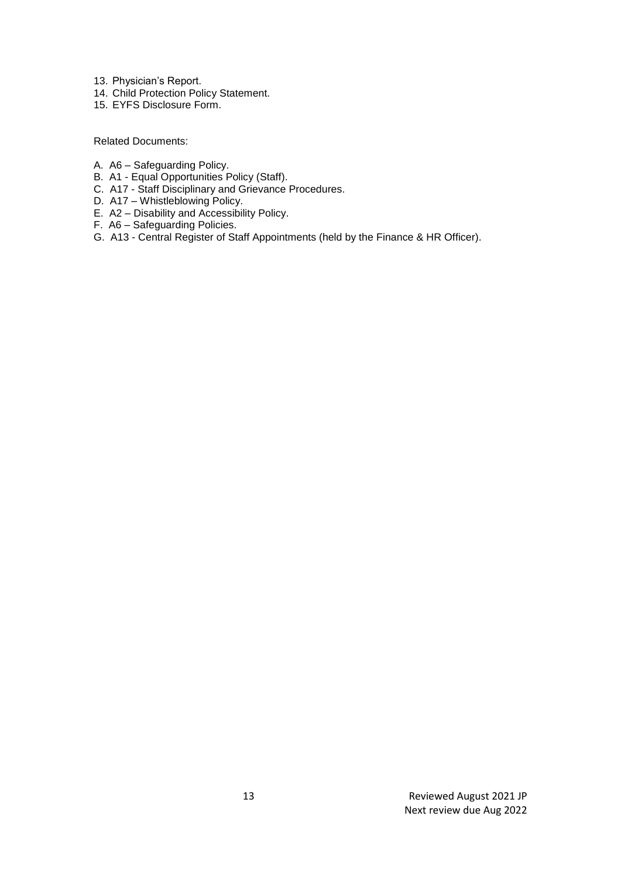13. Physician's Report.
14. Child Protection Policy Statement.
15. EYFS Disclosure Form.

Related Documents:

A. A6 – Safeguarding Policy.
B. A1 - Equal Opportunities Policy (Staff).
C. A17 - Staff Disciplinary and Grievance Procedures.
D. A17 – Whistleblowing Policy.
E. A2 – Disability and Accessibility Policy.
F. A6 – Safeguarding Policies.
G. A13 - Central Register of Staff Appointments (held by the Finance & HR Officer).

Reviewed August 2021 JP
Next review due Aug 2022